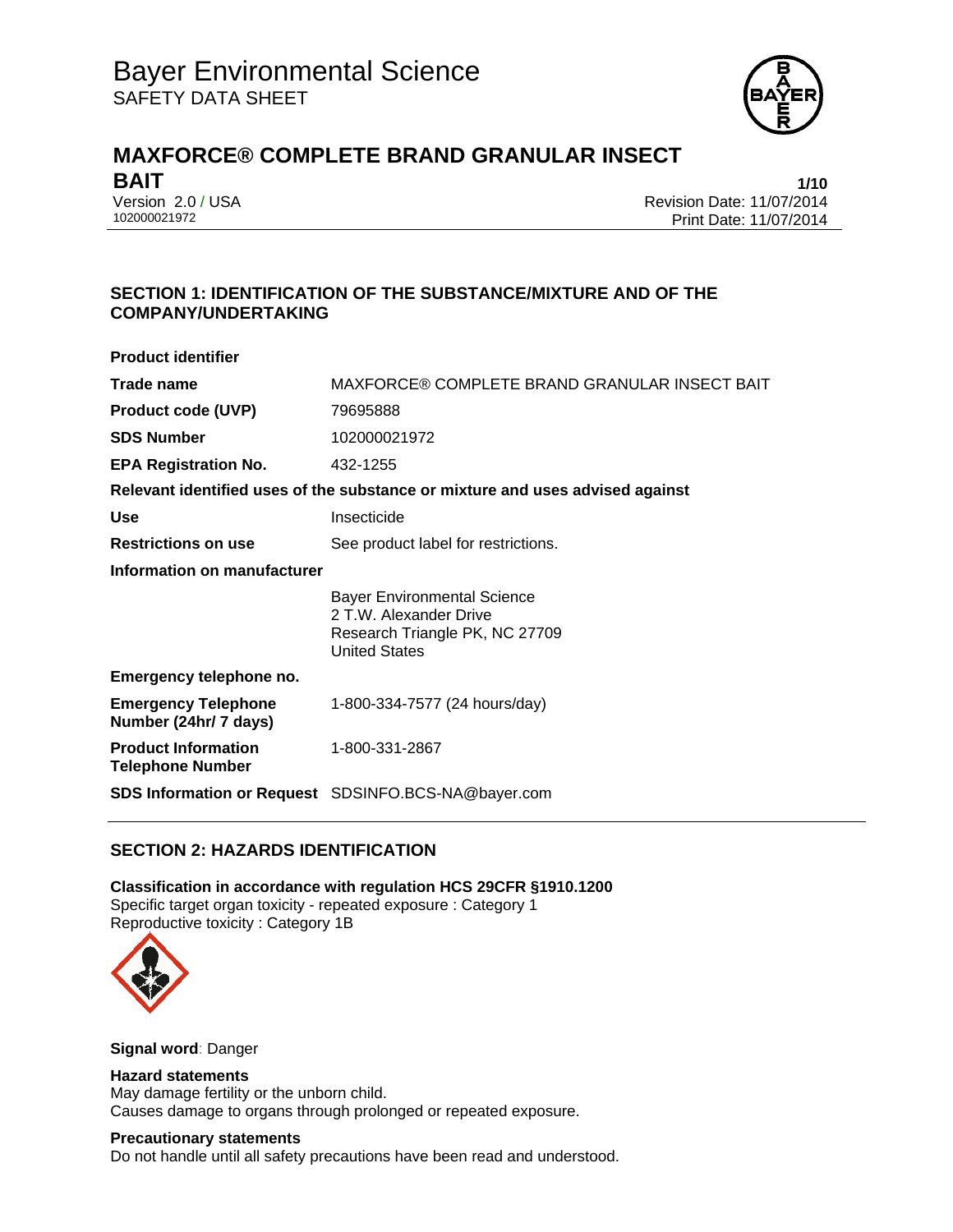# Bayer Environmental Science

SAFETY DATA SHEET

## MAXFORCE® COMPLETE BRAND GRANULAR INSECT BAIT

Version 2.0 / USA
102000021972

Revision Date: 11/07/2014
Print Date: 11/07/2014

## SECTION 1: IDENTIFICATION OF THE SUBSTANCE/MIXTURE AND OF THE COMPANY/UNDERTAKING

**Product identifier**

| | |
|---|---|
| **Trade name** | MAXFORCE® COMPLETE BRAND GRANULAR INSECT BAIT |
| **Product code (UVP)** | 79695888 |
| **SDS Number** | 102000021972 |
| **EPA Registration No.** | 432-1255 |

**Relevant identified uses of the substance or mixture and uses advised against**

| | |
|---|---|
| **Use** | Insecticide |
| **Restrictions on use** | See product label for restrictions. |

**Information on manufacturer**

Bayer Environmental Science
2 T.W. Alexander Drive
Research Triangle PK, NC 27709
United States

**Emergency telephone no.**

| | |
|---|---|
| **Emergency Telephone Number (24hr/ 7 days)** | 1-800-334-7577 (24 hours/day) |
| **Product Information Telephone Number** | 1-800-331-2867 |
| **SDS Information or Request** | SDSINFO.BCS-NA@bayer.com |

## SECTION 2: HAZARDS IDENTIFICATION

**Classification in accordance with regulation HCS 29CFR §1910.1200**
Specific target organ toxicity - repeated exposure : Category 1
Reproductive toxicity : Category 1B

**Signal word**: Danger

**Hazard statements**
May damage fertility or the unborn child.
Causes damage to organs through prolonged or repeated exposure.

**Precautionary statements**
Do not handle until all safety precautions have been read and understood.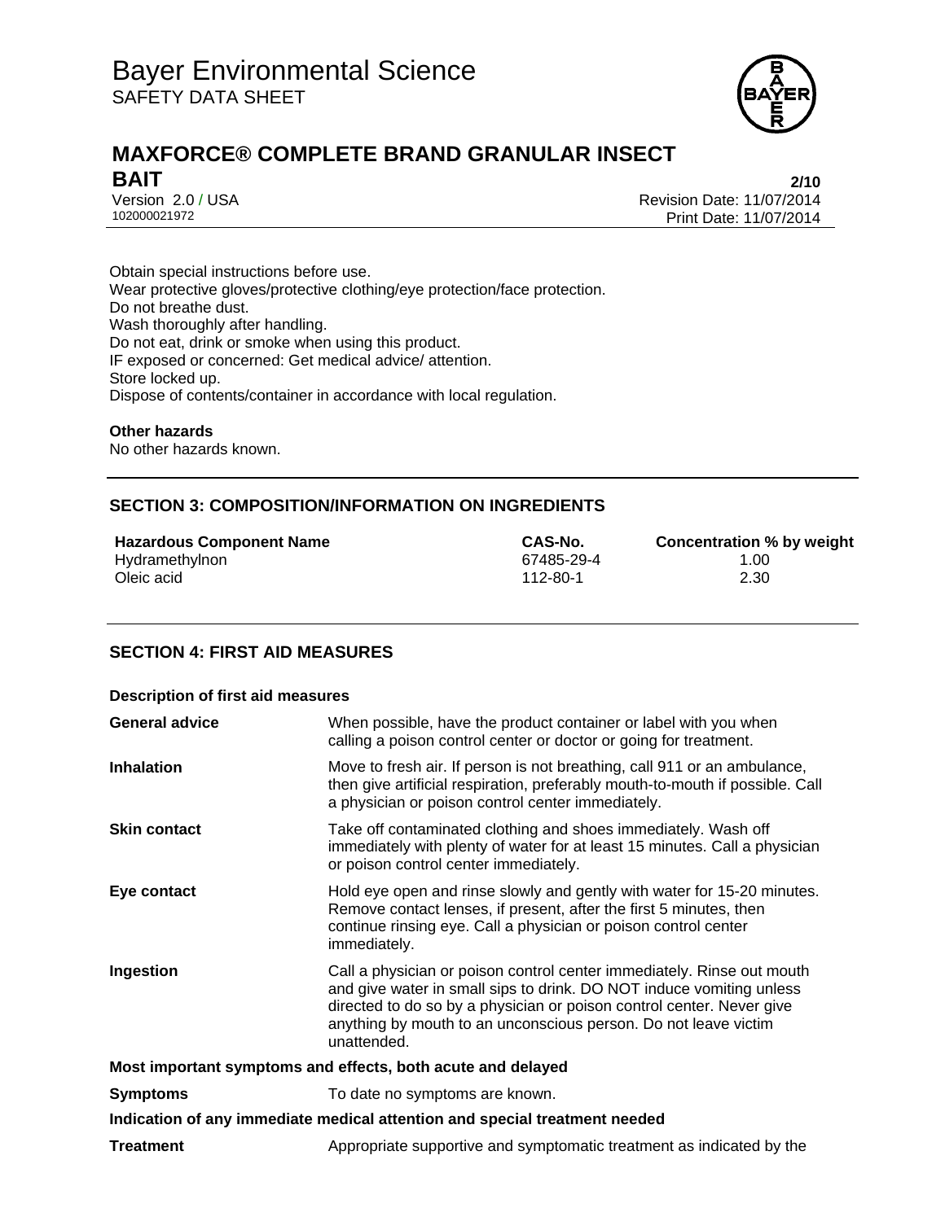Obtain special instructions before use.
Wear protective gloves/protective clothing/eye protection/face protection.
Do not breathe dust.
Wash thoroughly after handling.
Do not eat, drink or smoke when using this product.
IF exposed or concerned: Get medical advice/ attention.
Store locked up.
Dispose of contents/container in accordance with local regulation.

**Other hazards**
No other hazards known.

## SECTION 3: COMPOSITION/INFORMATION ON INGREDIENTS

| Hazardous Component Name | CAS-No. | Concentration % by weight |
| --- | --- | --- |
| Hydramethylnon | 67485-29-4 | 1.00 |
| Oleic acid | 112-80-1 | 2.30 |

## SECTION 4: FIRST AID MEASURES

**Description of first aid measures**

| | |
| --- | --- |
| **General advice** | When possible, have the product container or label with you when calling a poison control center or doctor or going for treatment. |
| **Inhalation** | Move to fresh air. If person is not breathing, call 911 or an ambulance, then give artificial respiration, preferably mouth-to-mouth if possible. Call a physician or poison control center immediately. |
| **Skin contact** | Take off contaminated clothing and shoes immediately. Wash off immediately with plenty of water for at least 15 minutes. Call a physician or poison control center immediately. |
| **Eye contact** | Hold eye open and rinse slowly and gently with water for 15-20 minutes. Remove contact lenses, if present, after the first 5 minutes, then continue rinsing eye. Call a physician or poison control center immediately. |
| **Ingestion** | Call a physician or poison control center immediately. Rinse out mouth and give water in small sips to drink. DO NOT induce vomiting unless directed to do so by a physician or poison control center. Never give anything by mouth to an unconscious person. Do not leave victim unattended. |

**Most important symptoms and effects, both acute and delayed**

| | |
| --- | --- |
| **Symptoms** | To date no symptoms are known. |

**Indication of any immediate medical attention and special treatment needed**

| | |
| --- | --- |
| **Treatment** | Appropriate supportive and symptomatic treatment as indicated by the |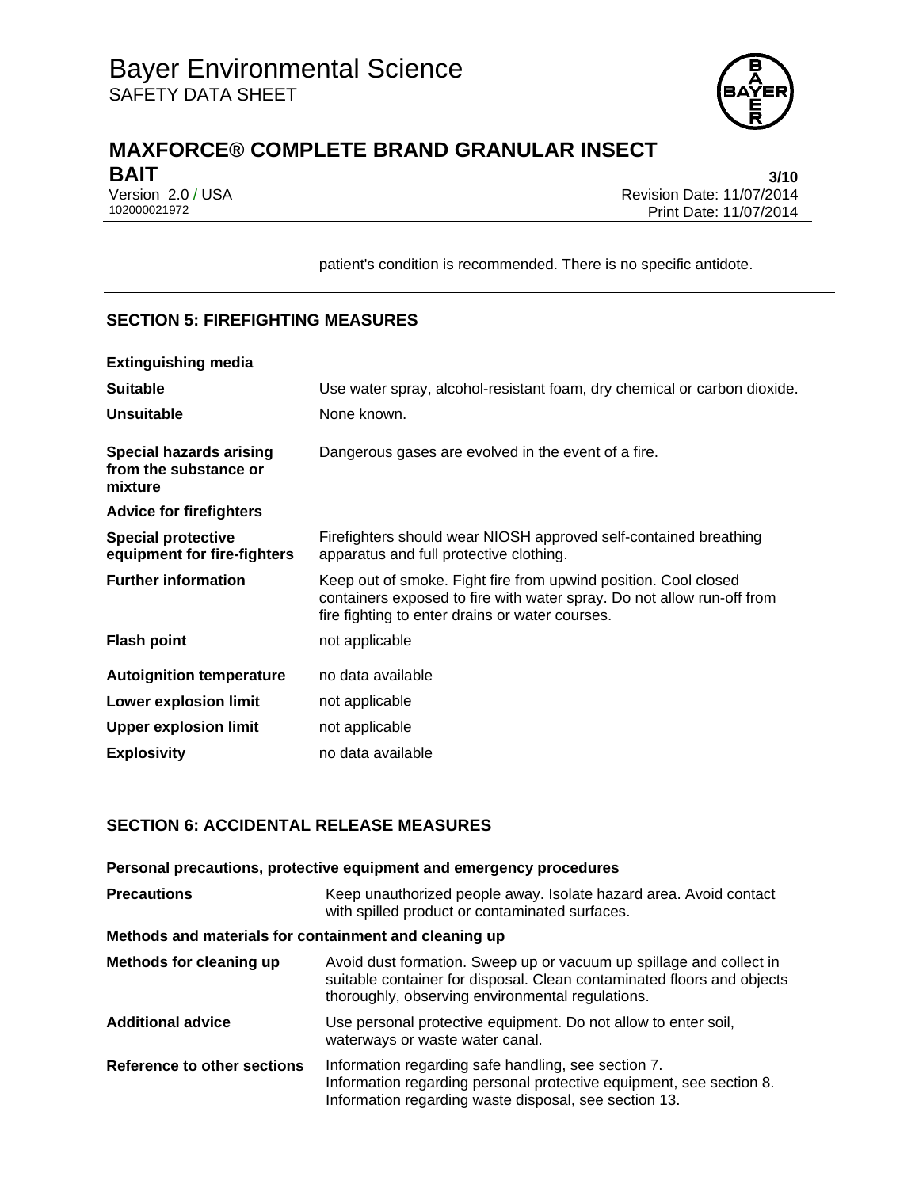patient's condition is recommended. There is no specific antidote.

## SECTION 5: FIREFIGHTING MEASURES

**Extinguishing media**

| | |
|---|---|
| **Suitable** | Use water spray, alcohol-resistant foam, dry chemical or carbon dioxide. |
| **Unsuitable** | None known. |
| **Special hazards arising from the substance or mixture** | Dangerous gases are evolved in the event of a fire. |

**Advice for firefighters**

| | |
|---|---|
| **Special protective equipment for fire-fighters** | Firefighters should wear NIOSH approved self-contained breathing apparatus and full protective clothing. |
| **Further information** | Keep out of smoke. Fight fire from upwind position. Cool closed containers exposed to fire with water spray. Do not allow run-off from fire fighting to enter drains or water courses. |
| **Flash point** | not applicable |
| **Autoignition temperature** | no data available |
| **Lower explosion limit** | not applicable |
| **Upper explosion limit** | not applicable |
| **Explosivity** | no data available |

## SECTION 6: ACCIDENTAL RELEASE MEASURES

**Personal precautions, protective equipment and emergency procedures**

| | |
|---|---|
| **Precautions** | Keep unauthorized people away. Isolate hazard area. Avoid contact with spilled product or contaminated surfaces. |

**Methods and materials for containment and cleaning up**

| | |
|---|---|
| **Methods for cleaning up** | Avoid dust formation. Sweep up or vacuum up spillage and collect in suitable container for disposal. Clean contaminated floors and objects thoroughly, observing environmental regulations. |
| **Additional advice** | Use personal protective equipment. Do not allow to enter soil, waterways or waste water canal. |
| **Reference to other sections** | Information regarding safe handling, see section 7.<br>Information regarding personal protective equipment, see section 8.<br>Information regarding waste disposal, see section 13. |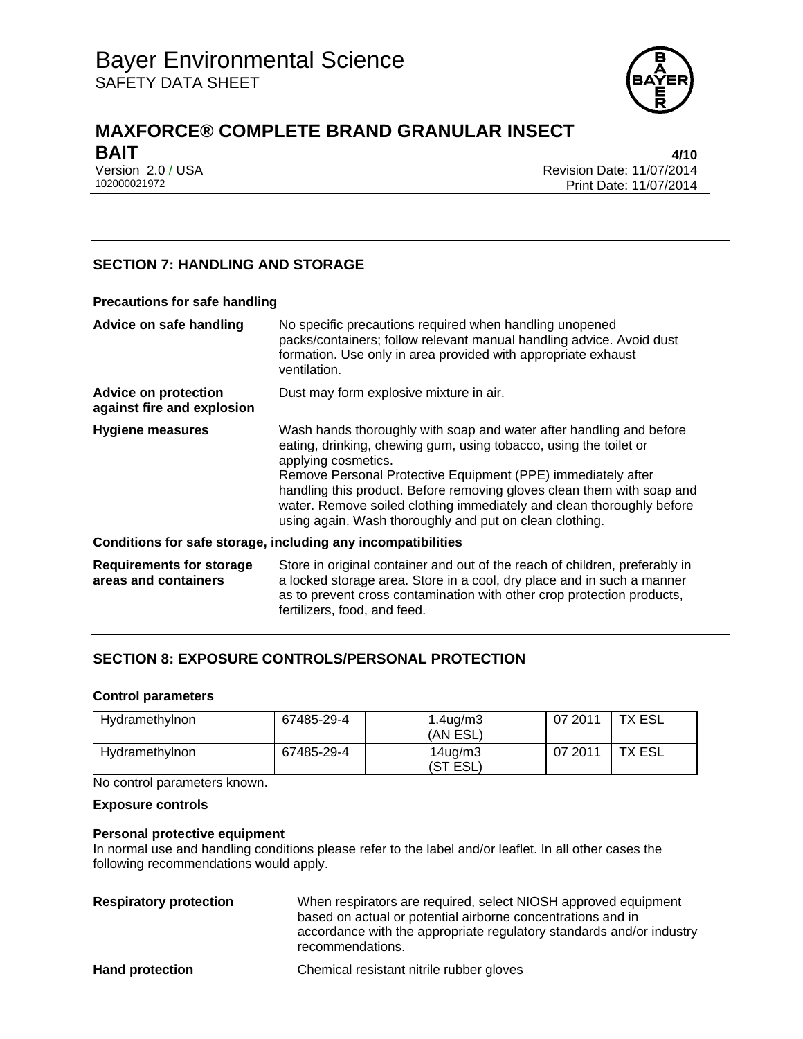## SECTION 7: HANDLING AND STORAGE

### Precautions for safe handling

**Advice on safe handling** No specific precautions required when handling unopened packs/containers; follow relevant manual handling advice. Avoid dust formation. Use only in area provided with appropriate exhaust ventilation.

**Advice on protection against fire and explosion** Dust may form explosive mixture in air.

**Hygiene measures** Wash hands thoroughly with soap and water after handling and before eating, drinking, chewing gum, using tobacco, using the toilet or applying cosmetics.
Remove Personal Protective Equipment (PPE) immediately after handling this product. Before removing gloves clean them with soap and water. Remove soiled clothing immediately and clean thoroughly before using again. Wash thoroughly and put on clean clothing.

### Conditions for safe storage, including any incompatibilities

**Requirements for storage areas and containers** Store in original container and out of the reach of children, preferably in a locked storage area. Store in a cool, dry place and in such a manner as to prevent cross contamination with other crop protection products, fertilizers, food, and feed.

## SECTION 8: EXPOSURE CONTROLS/PERSONAL PROTECTION

### Control parameters

| | | | | |
|---|---|---|---|---|
| Hydramethylnon | 67485-29-4 | 1.4ug/m3 (AN ESL) | 07 2011 | TX ESL |
| Hydramethylnon | 67485-29-4 | 14ug/m3 (ST ESL) | 07 2011 | TX ESL |

No control parameters known.

### Exposure controls

#### Personal protective equipment

In normal use and handling conditions please refer to the label and/or leaflet. In all other cases the following recommendations would apply.

**Respiratory protection** When respirators are required, select NIOSH approved equipment based on actual or potential airborne concentrations and in accordance with the appropriate regulatory standards and/or industry recommendations.

**Hand protection** Chemical resistant nitrile rubber gloves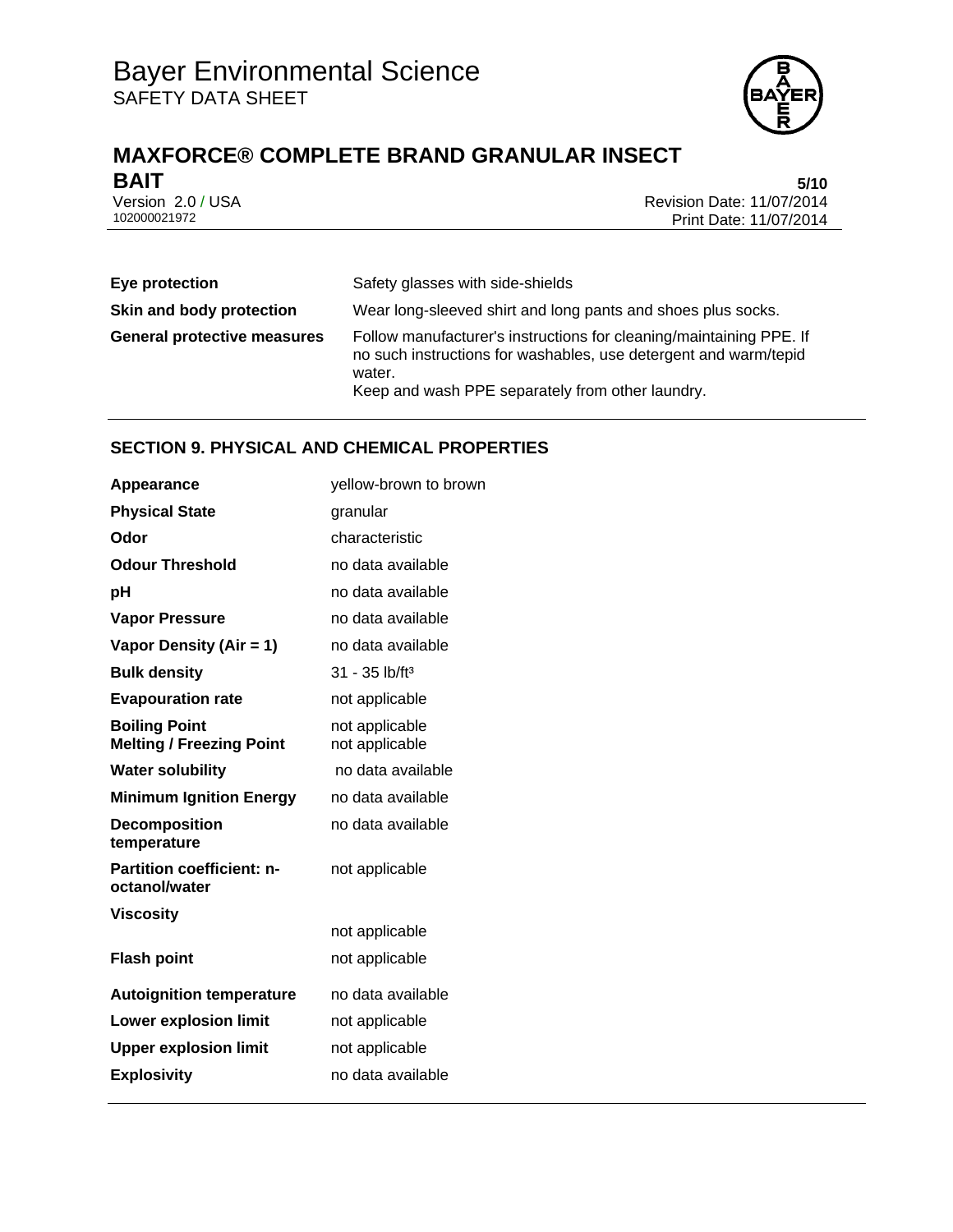| | |
|---|---|
| **Eye protection** | Safety glasses with side-shields |
| **Skin and body protection** | Wear long-sleeved shirt and long pants and shoes plus socks. |
| **General protective measures** | Follow manufacturer's instructions for cleaning/maintaining PPE. If no such instructions for washables, use detergent and warm/tepid water.<br>Keep and wash PPE separately from other laundry. |

## SECTION 9. PHYSICAL AND CHEMICAL PROPERTIES

| | |
|---|---|
| **Appearance** | yellow-brown to brown |
| **Physical State** | granular |
| **Odor** | characteristic |
| **Odour Threshold** | no data available |
| **pH** | no data available |
| **Vapor Pressure** | no data available |
| **Vapor Density (Air = 1)** | no data available |
| **Bulk density** | 31 - 35 lb/ft³ |
| **Evapouration rate** | not applicable |
| **Boiling Point** | not applicable |
| **Melting / Freezing Point** | not applicable |
| **Water solubility** | no data available |
| **Minimum Ignition Energy** | no data available |
| **Decomposition temperature** | no data available |
| **Partition coefficient: n-octanol/water** | not applicable |
| **Viscosity** | not applicable |
| **Flash point** | not applicable |
| **Autoignition temperature** | no data available |
| **Lower explosion limit** | not applicable |
| **Upper explosion limit** | not applicable |
| **Explosivity** | no data available |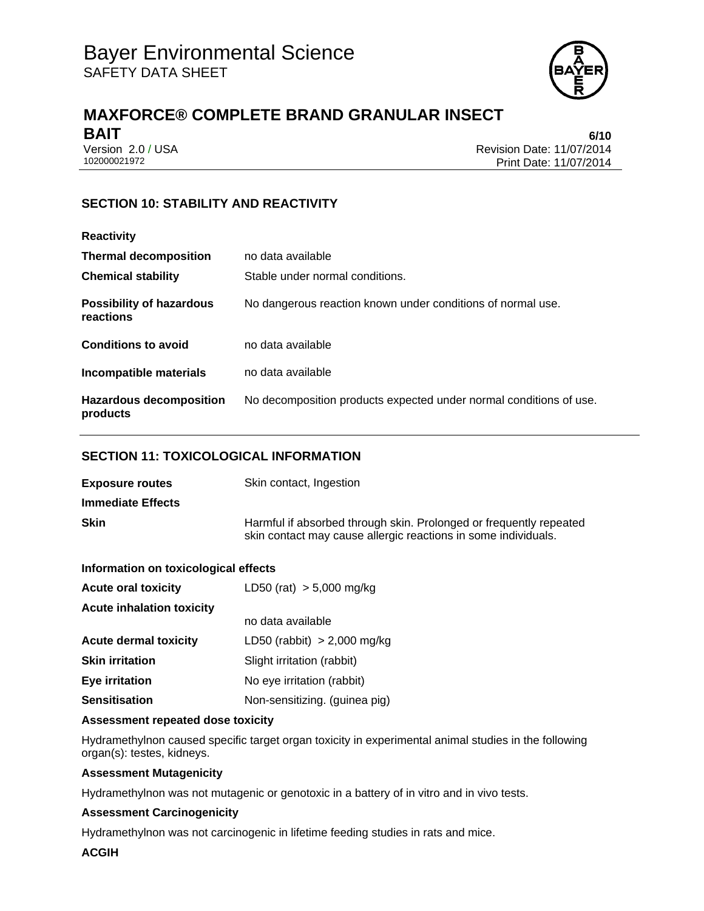## SECTION 10: STABILITY AND REACTIVITY

**Reactivity**

| | |
|---|---|
| **Thermal decomposition** | no data available |
| **Chemical stability** | Stable under normal conditions. |
| **Possibility of hazardous reactions** | No dangerous reaction known under conditions of normal use. |
| **Conditions to avoid** | no data available |
| **Incompatible materials** | no data available |
| **Hazardous decomposition products** | No decomposition products expected under normal conditions of use. |

## SECTION 11: TOXICOLOGICAL INFORMATION

| | |
|---|---|
| **Exposure routes** | Skin contact, Ingestion |

**Immediate Effects**

| | |
|---|---|
| **Skin** | Harmful if absorbed through skin. Prolonged or frequently repeated skin contact may cause allergic reactions in some individuals. |

**Information on toxicological effects**

| | |
|---|---|
| **Acute oral toxicity** | LD50 (rat) > 5,000 mg/kg |
| **Acute inhalation toxicity** | no data available |
| **Acute dermal toxicity** | LD50 (rabbit) > 2,000 mg/kg |
| **Skin irritation** | Slight irritation (rabbit) |
| **Eye irritation** | No eye irritation (rabbit) |
| **Sensitisation** | Non-sensitizing. (guinea pig) |

**Assessment repeated dose toxicity**

Hydramethylnon caused specific target organ toxicity in experimental animal studies in the following organ(s): testes, kidneys.

**Assessment Mutagenicity**

Hydramethylnon was not mutagenic or genotoxic in a battery of in vitro and in vivo tests.

**Assessment Carcinogenicity**

Hydramethylnon was not carcinogenic in lifetime feeding studies in rats and mice.

**ACGIH**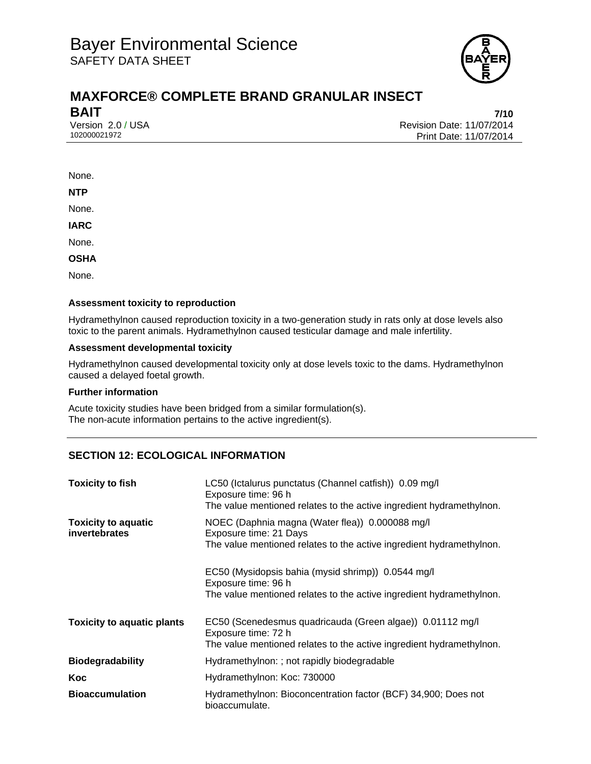None.

**NTP**

None.

**IARC**

None.

**OSHA**

None.

**Assessment toxicity to reproduction**

Hydramethylnon caused reproduction toxicity in a two-generation study in rats only at dose levels also toxic to the parent animals. Hydramethylnon caused testicular damage and male infertility.

**Assessment developmental toxicity**

Hydramethylnon caused developmental toxicity only at dose levels toxic to the dams. Hydramethylnon caused a delayed foetal growth.

**Further information**

Acute toxicity studies have been bridged from a similar formulation(s).
The non-acute information pertains to the active ingredient(s).

## SECTION 12: ECOLOGICAL INFORMATION

| | |
|---|---|
| **Toxicity to fish** | LC50 (Ictalurus punctatus (Channel catfish)) 0.09 mg/l<br>Exposure time: 96 h<br>The value mentioned relates to the active ingredient hydramethylnon. |
| **Toxicity to aquatic invertebrates** | NOEC (Daphnia magna (Water flea)) 0.000088 mg/l<br>Exposure time: 21 Days<br>The value mentioned relates to the active ingredient hydramethylnon.<br><br>EC50 (Mysidopsis bahia (mysid shrimp)) 0.0544 mg/l<br>Exposure time: 96 h<br>The value mentioned relates to the active ingredient hydramethylnon. |
| **Toxicity to aquatic plants** | EC50 (Scenedesmus quadricauda (Green algae)) 0.01112 mg/l<br>Exposure time: 72 h<br>The value mentioned relates to the active ingredient hydramethylnon. |
| **Biodegradability** | Hydramethylnon: ; not rapidly biodegradable |
| **Koc** | Hydramethylnon: Koc: 730000 |
| **Bioaccumulation** | Hydramethylnon: Bioconcentration factor (BCF) 34,900; Does not bioaccumulate. |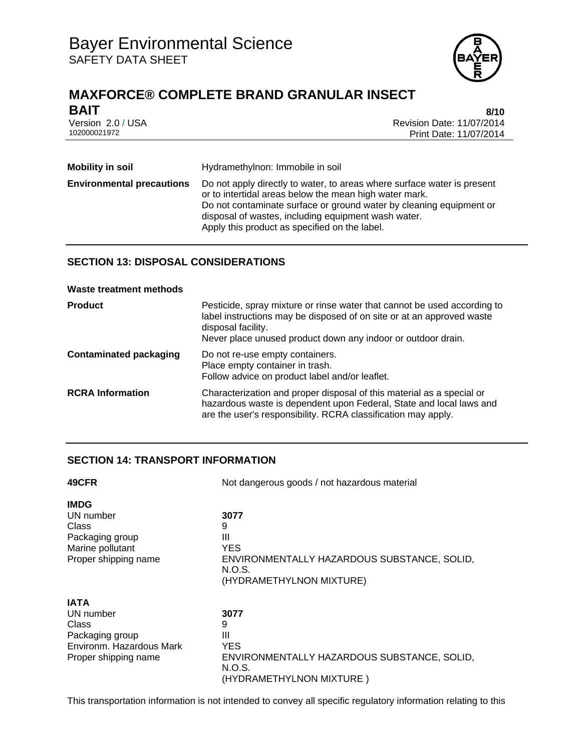| | |
|---|---|
| **Mobility in soil** | Hydramethylnon: Immobile in soil |
| **Environmental precautions** | Do not apply directly to water, to areas where surface water is present or to intertidal areas below the mean high water mark.<br>Do not contaminate surface or ground water by cleaning equipment or disposal of wastes, including equipment wash water.<br>Apply this product as specified on the label. |

## SECTION 13: DISPOSAL CONSIDERATIONS

**Waste treatment methods**

| | |
|---|---|
| **Product** | Pesticide, spray mixture or rinse water that cannot be used according to label instructions may be disposed of on site or at an approved waste disposal facility.<br>Never place unused product down any indoor or outdoor drain. |
| **Contaminated packaging** | Do not re-use empty containers.<br>Place empty container in trash.<br>Follow advice on product label and/or leaflet. |
| **RCRA Information** | Characterization and proper disposal of this material as a special or hazardous waste is dependent upon Federal, State and local laws and are the user's responsibility. RCRA classification may apply. |

## SECTION 14: TRANSPORT INFORMATION

| | |
|---|---|
| **49CFR** | Not dangerous goods / not hazardous material |

**IMDG**

| | |
|---|---|
| UN number | **3077** |
| Class | 9 |
| Packaging group | III |
| Marine pollutant | YES |
| Proper shipping name | ENVIRONMENTALLY HAZARDOUS SUBSTANCE, SOLID, N.O.S.<br>(HYDRAMETHYLNON MIXTURE) |

**IATA**

| | |
|---|---|
| UN number | **3077** |
| Class | 9 |
| Packaging group | III |
| Environm. Hazardous Mark | YES |
| Proper shipping name | ENVIRONMENTALLY HAZARDOUS SUBSTANCE, SOLID, N.O.S.<br>(HYDRAMETHYLNON MIXTURE ) |

This transportation information is not intended to convey all specific regulatory information relating to this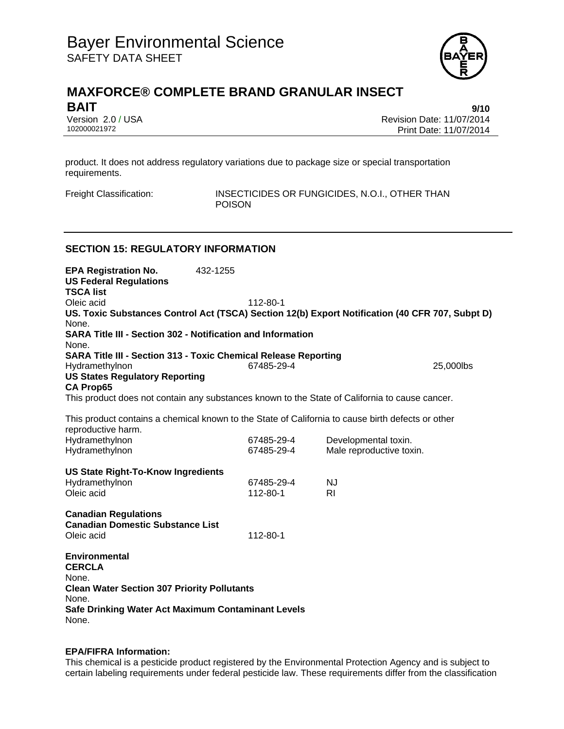product. It does not address regulatory variations due to package size or special transportation requirements.

Freight Classification: INSECTICIDES OR FUNGICIDES, N.O.I., OTHER THAN POISON

## SECTION 15: REGULATORY INFORMATION

**EPA Registration No.** 432-1255

**US Federal Regulations**

**TSCA list**

Oleic acid 112-80-1

**US. Toxic Substances Control Act (TSCA) Section 12(b) Export Notification (40 CFR 707, Subpt D)**

None.

**SARA Title III - Section 302 - Notification and Information**

None.

**SARA Title III - Section 313 - Toxic Chemical Release Reporting**

| Hydramethylnon | 67485-29-4 | 25,000lbs |
|---|---|---|

**US States Regulatory Reporting**

**CA Prop65**

This product does not contain any substances known to the State of California to cause cancer.

This product contains a chemical known to the State of California to cause birth defects or other reproductive harm.

| Hydramethylnon | 67485-29-4 | Developmental toxin. |
|---|---|---|
| Hydramethylnon | 67485-29-4 | Male reproductive toxin. |

**US State Right-To-Know Ingredients**

| Hydramethylnon | 67485-29-4 | NJ |
|---|---|---|
| Oleic acid | 112-80-1 | RI |

**Canadian Regulations**

**Canadian Domestic Substance List**

Oleic acid 112-80-1

**Environmental**

**CERCLA**

None.

**Clean Water Section 307 Priority Pollutants**

None.

**Safe Drinking Water Act Maximum Contaminant Levels**

None.

**EPA/FIFRA Information:**

This chemical is a pesticide product registered by the Environmental Protection Agency and is subject to certain labeling requirements under federal pesticide law. These requirements differ from the classification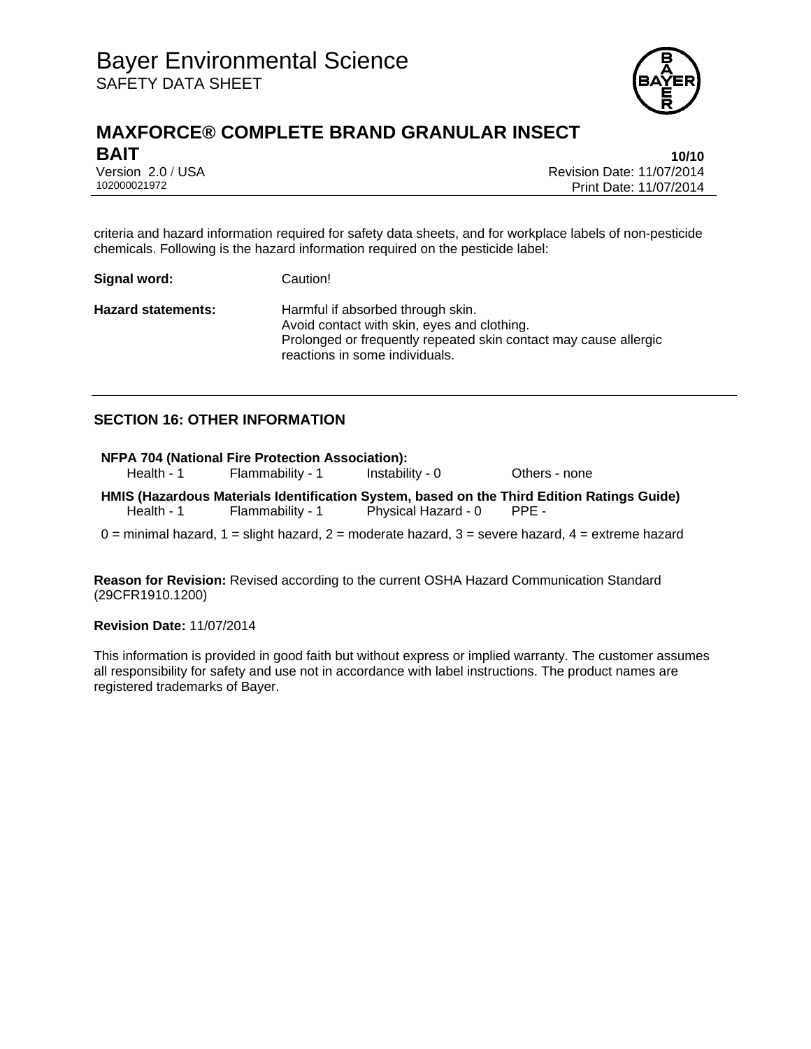criteria and hazard information required for safety data sheets, and for workplace labels of non-pesticide chemicals. Following is the hazard information required on the pesticide label:

| | |
|---|---|
| **Signal word:** | Caution! |
| **Hazard statements:** | Harmful if absorbed through skin.<br>Avoid contact with skin, eyes and clothing.<br>Prolonged or frequently repeated skin contact may cause allergic reactions in some individuals. |

## SECTION 16: OTHER INFORMATION

**NFPA 704 (National Fire Protection Association):**

| | | | |
|---|---|---|---|
| Health - 1 | Flammability - 1 | Instability - 0 | Others - none |

**HMIS (Hazardous Materials Identification System, based on the Third Edition Ratings Guide)**

| | | | |
|---|---|---|---|
| Health - 1 | Flammability - 1 | Physical Hazard - 0 | PPE - |

0 = minimal hazard, 1 = slight hazard, 2 = moderate hazard, 3 = severe hazard, 4 = extreme hazard

**Reason for Revision:** Revised according to the current OSHA Hazard Communication Standard (29CFR1910.1200)

**Revision Date:** 11/07/2014

This information is provided in good faith but without express or implied warranty. The customer assumes all responsibility for safety and use not in accordance with label instructions. The product names are registered trademarks of Bayer.